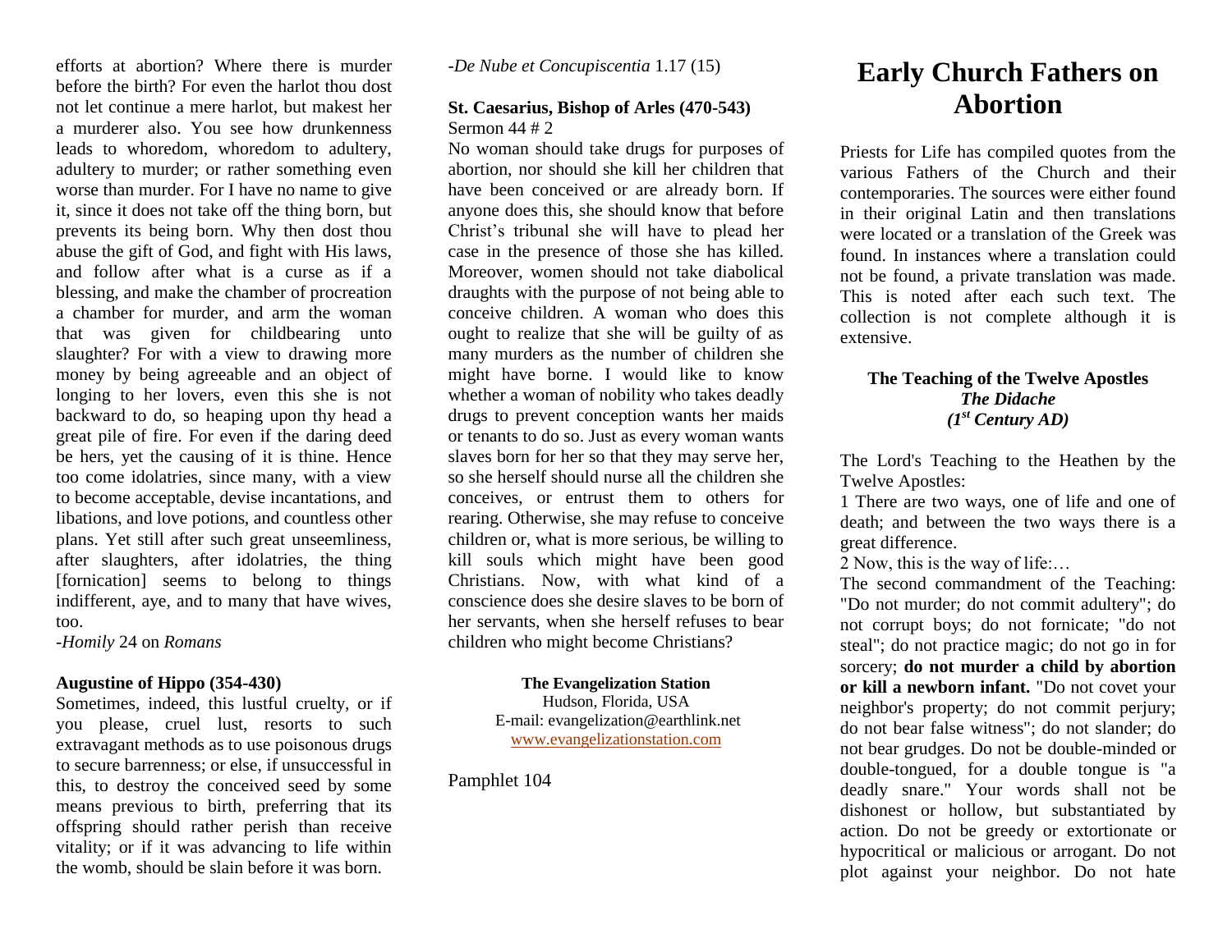efforts at abortion? Where there is murder before the birth? For even the harlot thou dost not let continue a mere harlot, but makest her a murderer also. You see how drunkenness leads to whoredom, whoredom to adultery, adultery to murder; or rather something even worse than murder. For I have no name to give it, since it does not take off the thing born, but prevents its being born. Why then dost thou abuse the gift of God, and fight with His laws, and follow after what is a curse as if a blessing, and make the chamber of procreation a chamber for murder, and arm the woman that was given for childbearing unto slaughter? For with a view to drawing more money by being agreeable and an object of longing to her lovers, even this she is not backward to do, so heaping upon thy head a great pile of fire. For even if the daring deed be hers, yet the causing of it is thine. Hence too come idolatries, since many, with a view to become acceptable, devise incantations, and libations, and love potions, and countless other plans. Yet still after such great unseemliness, after slaughters, after idolatries, the thing [fornication] seems to belong to things indifferent, aye, and to many that have wives, too.

-*Homily* 24 on *Romans*

**Augustine of Hippo (354-430)**

Sometimes, indeed, this lustful cruelty, or if you please, cruel lust, resorts to such extravagant methods as to use poisonous drugs to secure barrenness; or else, if unsuccessful in this, to destroy the conceived seed by some means previous to birth, preferring that its offspring should rather perish than receive vitality; or if it was advancing to life within the womb, should be slain before it was born.

-*De Nube et Concupiscentia* 1.17 (15)

**St. Caesarius, Bishop of Arles (470-543)**

Sermon 44 # 2

No woman should take drugs for purposes of abortion, nor should she kill her children that have been conceived or are already born. If anyone does this, she should know that before Christ's tribunal she will have to plead her case in the presence of those she has killed. Moreover, women should not take diabolical draughts with the purpose of not being able to conceive children. A woman who does this ought to realize that she will be guilty of as many murders as the number of children she might have borne. I would like to know whether a woman of nobility who takes deadly drugs to prevent conception wants her maids or tenants to do so. Just as every woman wants slaves born for her so that they may serve her, so she herself should nurse all the children she conceives, or entrust them to others for rearing. Otherwise, she may refuse to conceive children or, what is more serious, be willing to kill souls which might have been good Christians. Now, with what kind of a conscience does she desire slaves to be born of her servants, when she herself refuses to bear children who might become Christians?

**The Evangelization Station**
Hudson, Florida, USA
E-mail: evangelization@earthlink.net
www.evangelizationstation.com

Pamphlet 104

# Early Church Fathers on Abortion

Priests for Life has compiled quotes from the various Fathers of the Church and their contemporaries. The sources were either found in their original Latin and then translations were located or a translation of the Greek was found. In instances where a translation could not be found, a private translation was made. This is noted after each such text. The collection is not complete although it is extensive.

**The Teaching of the Twelve Apostles**
***The Didache***
***(1st Century AD)***

The Lord's Teaching to the Heathen by the Twelve Apostles:

1 There are two ways, one of life and one of death; and between the two ways there is a great difference.

2 Now, this is the way of life:…

The second commandment of the Teaching: "Do not murder; do not commit adultery"; do not corrupt boys; do not fornicate; "do not steal"; do not practice magic; do not go in for sorcery; **do not murder a child by abortion or kill a newborn infant.** "Do not covet your neighbor's property; do not commit perjury; do not bear false witness"; do not slander; do not bear grudges. Do not be double-minded or double-tongued, for a double tongue is "a deadly snare." Your words shall not be dishonest or hollow, but substantiated by action. Do not be greedy or extortionate or hypocritical or malicious or arrogant. Do not plot against your neighbor. Do not hate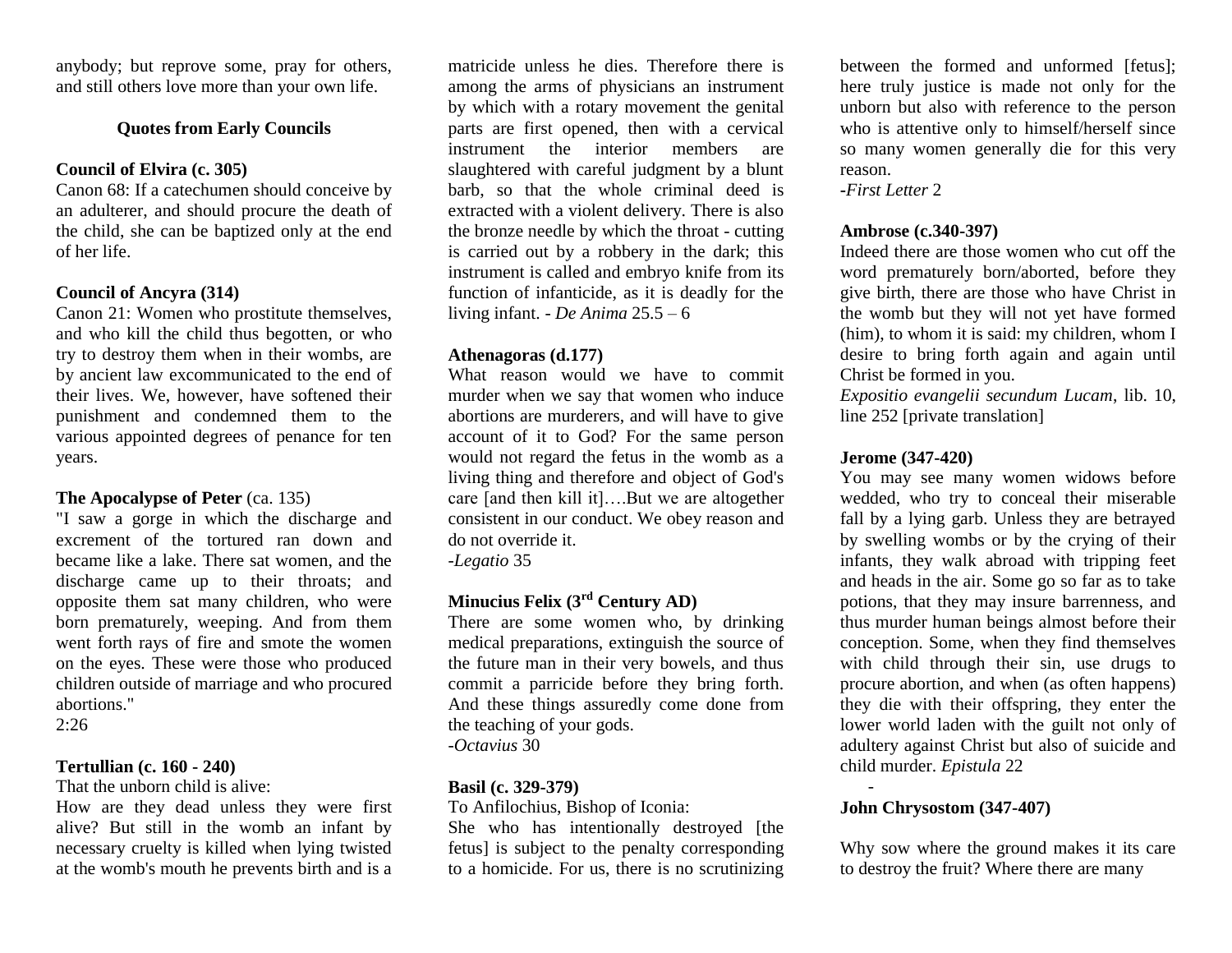anybody; but reprove some, pray for others, and still others love more than your own life.

### Quotes from Early Councils

**Council of Elvira (c. 305)**
Canon 68: If a catechumen should conceive by an adulterer, and should procure the death of the child, she can be baptized only at the end of her life.

**Council of Ancyra (314)**
Canon 21: Women who prostitute themselves, and who kill the child thus begotten, or who try to destroy them when in their wombs, are by ancient law excommunicated to the end of their lives. We, however, have softened their punishment and condemned them to the various appointed degrees of penance for ten years.

**The Apocalypse of Peter** (ca. 135)
"I saw a gorge in which the discharge and excrement of the tortured ran down and became like a lake. There sat women, and the discharge came up to their throats; and opposite them sat many children, who were born prematurely, weeping. And from them went forth rays of fire and smote the women on the eyes. These were those who produced children outside of marriage and who procured abortions."
2:26

**Tertullian (c. 160 - 240)**
That the unborn child is alive:
How are they dead unless they were first alive? But still in the womb an infant by necessary cruelty is killed when lying twisted at the womb's mouth he prevents birth and is a matricide unless he dies. Therefore there is among the arms of physicians an instrument by which with a rotary movement the genital parts are first opened, then with a cervical instrument the interior members are slaughtered with careful judgment by a blunt barb, so that the whole criminal deed is extracted with a violent delivery. There is also the bronze needle by which the throat - cutting is carried out by a robbery in the dark; this instrument is called and embryo knife from its function of infanticide, as it is deadly for the living infant. - *De Anima* 25.5 – 6

**Athenagoras (d.177)**
What reason would we have to commit murder when we say that women who induce abortions are murderers, and will have to give account of it to God? For the same person would not regard the fetus in the womb as a living thing and therefore and object of God's care [and then kill it]….But we are altogether consistent in our conduct. We obey reason and do not override it.
-*Legatio* 35

**Minucius Felix (3rd Century AD)**
There are some women who, by drinking medical preparations, extinguish the source of the future man in their very bowels, and thus commit a parricide before they bring forth. And these things assuredly come done from the teaching of your gods.
-*Octavius* 30

**Basil (c. 329-379)**
To Anfilochius, Bishop of Iconia:
She who has intentionally destroyed [the fetus] is subject to the penalty corresponding to a homicide. For us, there is no scrutinizing between the formed and unformed [fetus]; here truly justice is made not only for the unborn but also with reference to the person who is attentive only to himself/herself since so many women generally die for this very reason.
-*First Letter* 2

**Ambrose (c.340-397)**
Indeed there are those women who cut off the word prematurely born/aborted, before they give birth, there are those who have Christ in the womb but they will not yet have formed (him), to whom it is said: my children, whom I desire to bring forth again and again until Christ be formed in you.
*Expositio evangelii secundum Lucam*, lib. 10, line 252 [private translation]

**Jerome (347-420)**
You may see many women widows before wedded, who try to conceal their miserable fall by a lying garb. Unless they are betrayed by swelling wombs or by the crying of their infants, they walk abroad with tripping feet and heads in the air. Some go so far as to take potions, that they may insure barrenness, and thus murder human beings almost before their conception. Some, when they find themselves with child through their sin, use drugs to procure abortion, and when (as often happens) they die with their offspring, they enter the lower world laden with the guilt not only of adultery against Christ but also of suicide and child murder. *Epistula* 22
-

**John Chrysostom (347-407)**

Why sow where the ground makes it its care to destroy the fruit? Where there are many